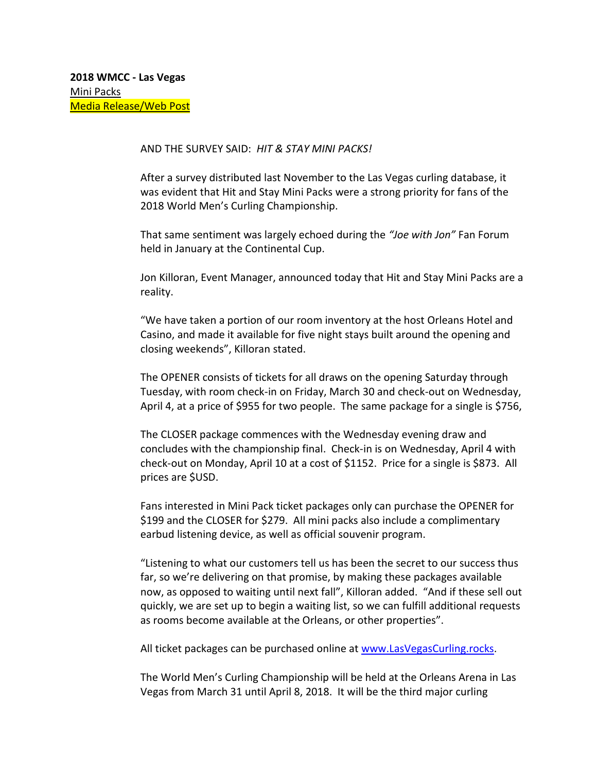**2018 WMCC - Las Vegas**
Mini Packs
Media Release/Web Post

AND THE SURVEY SAID: *HIT & STAY MINI PACKS!*

After a survey distributed last November to the Las Vegas curling database, it was evident that Hit and Stay Mini Packs were a strong priority for fans of the 2018 World Men's Curling Championship.

That same sentiment was largely echoed during the *"Joe with Jon"* Fan Forum held in January at the Continental Cup.

Jon Killoran, Event Manager, announced today that Hit and Stay Mini Packs are a reality.

"We have taken a portion of our room inventory at the host Orleans Hotel and Casino, and made it available for five night stays built around the opening and closing weekends", Killoran stated.

The OPENER consists of tickets for all draws on the opening Saturday through Tuesday, with room check-in on Friday, March 30 and check-out on Wednesday, April 4, at a price of $955 for two people. The same package for a single is $756,

The CLOSER package commences with the Wednesday evening draw and concludes with the championship final. Check-in is on Wednesday, April 4 with check-out on Monday, April 10 at a cost of $1152. Price for a single is $873. All prices are $USD.

Fans interested in Mini Pack ticket packages only can purchase the OPENER for $199 and the CLOSER for $279. All mini packs also include a complimentary earbud listening device, as well as official souvenir program.

"Listening to what our customers tell us has been the secret to our success thus far, so we're delivering on that promise, by making these packages available now, as opposed to waiting until next fall", Killoran added. "And if these sell out quickly, we are set up to begin a waiting list, so we can fulfill additional requests as rooms become available at the Orleans, or other properties".

All ticket packages can be purchased online at www.LasVegasCurling.rocks.

The World Men's Curling Championship will be held at the Orleans Arena in Las Vegas from March 31 until April 8, 2018. It will be the third major curling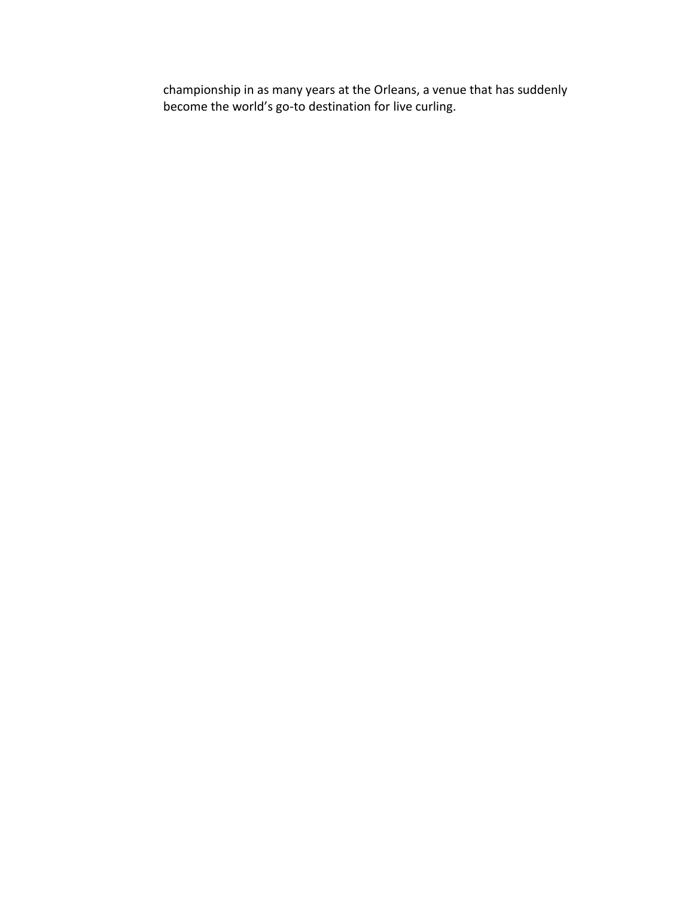championship in as many years at the Orleans, a venue that has suddenly become the world’s go-to destination for live curling.